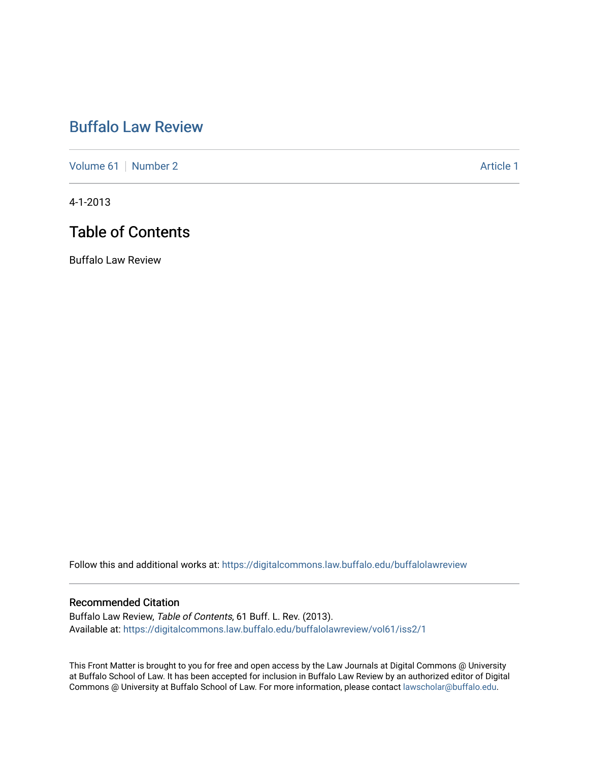# Buffalo Law Review

Volume 61 | Number 2 Article 1

4-1-2013

## Table of Contents

Buffalo Law Review

Follow this and additional works at: https://digitalcommons.law.buffalo.edu/buffalolawreview

### Recommended Citation

Buffalo Law Review, *Table of Contents*, 61 Buff. L. Rev. (2013).
Available at: https://digitalcommons.law.buffalo.edu/buffalolawreview/vol61/iss2/1

This Front Matter is brought to you for free and open access by the Law Journals at Digital Commons @ University at Buffalo School of Law. It has been accepted for inclusion in Buffalo Law Review by an authorized editor of Digital Commons @ University at Buffalo School of Law. For more information, please contact lawscholar@buffalo.edu.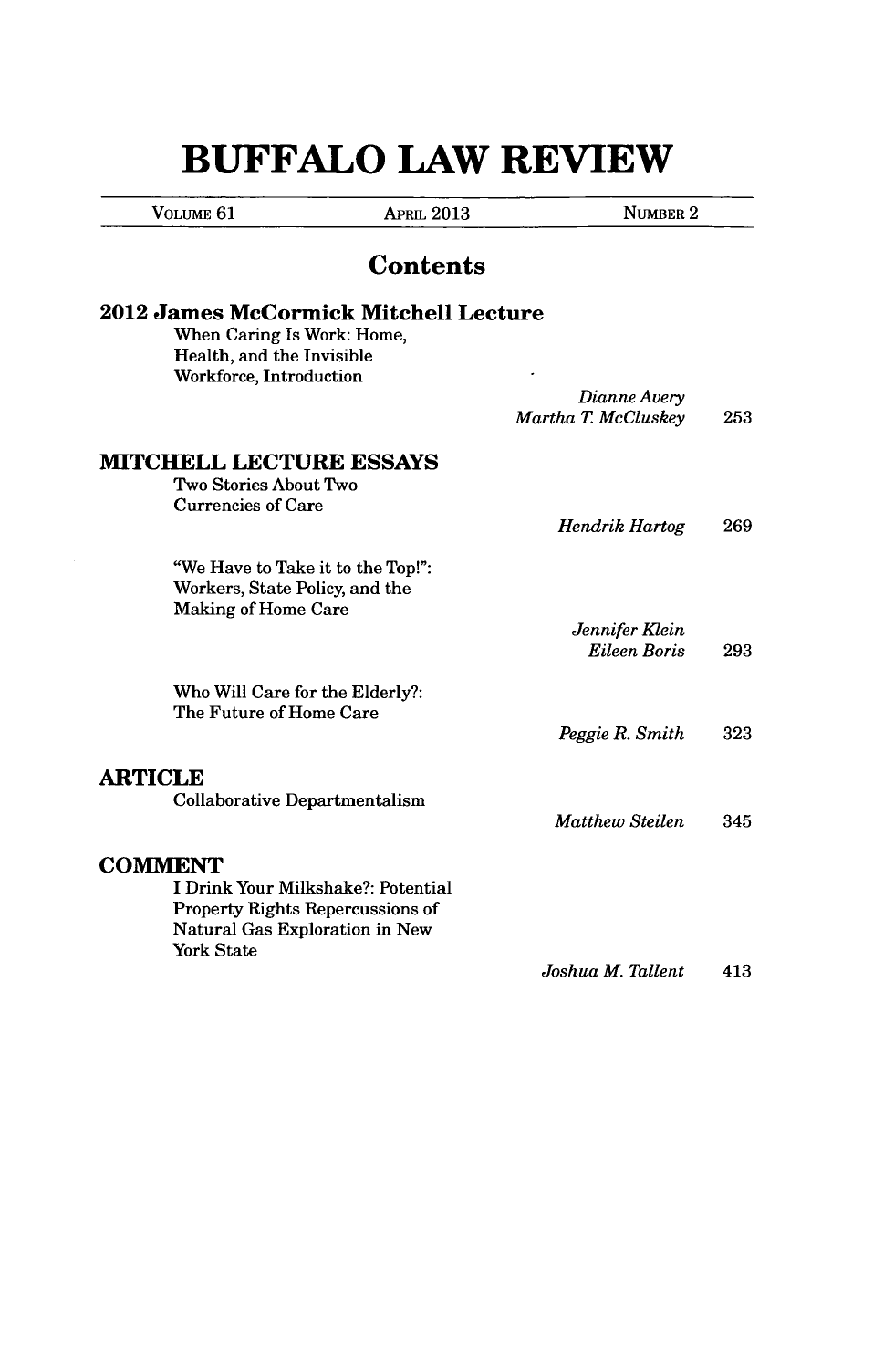# BUFFALO LAW REVIEW

| VOLUME 61 | APRIL 2013 | NUMBER 2 |
|---|---|---|

## Contents

### 2012 James McCormick Mitchell Lecture

When Caring Is Work: Home, Health, and the Invisible Workforce, Introduction
*Dianne Avery*
*Martha T. McCluskey* 253

### MITCHELL LECTURE ESSAYS

Two Stories About Two Currencies of Care
*Hendrik Hartog* 269

"We Have to Take it to the Top!": Workers, State Policy, and the Making of Home Care
*Jennifer Klein*
*Eileen Boris* 293

Who Will Care for the Elderly?: The Future of Home Care
*Peggie R. Smith* 323

### ARTICLE

Collaborative Departmentalism
*Matthew Steilen* 345

### COMMENT

I Drink Your Milkshake?: Potential Property Rights Repercussions of Natural Gas Exploration in New York State
*Joshua M. Tallent* 413